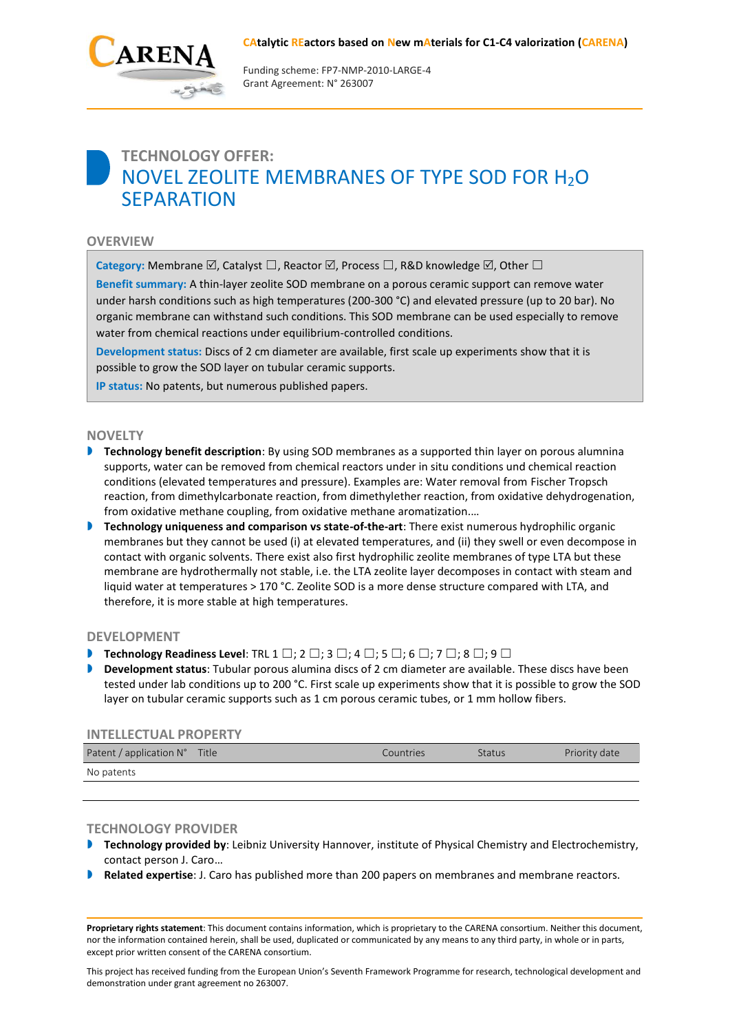**CAtalytic REactors based on New mAterials for C1-C4 valorization (CARENA)**

Funding scheme: FP7-NMP-2010-LARGE-4
Grant Agreement: N° 263007

# TECHNOLOGY OFFER:
# NOVEL ZEOLITE MEMBRANES OF TYPE SOD FOR $H_2O$ SEPARATION

## OVERVIEW

**Category:** Membrane ☑, Catalyst ☐, Reactor ☑, Process ☐, R&D knowledge ☑, Other ☐

**Benefit summary:** A thin-layer zeolite SOD membrane on a porous ceramic support can remove water under harsh conditions such as high temperatures (200-300 °C) and elevated pressure (up to 20 bar). No organic membrane can withstand such conditions. This SOD membrane can be used especially to remove water from chemical reactions under equilibrium-controlled conditions.

**Development status:** Discs of 2 cm diameter are available, first scale up experiments show that it is possible to grow the SOD layer on tubular ceramic supports.

**IP status:** No patents, but numerous published papers.

## NOVELTY

- **Technology benefit description**: By using SOD membranes as a supported thin layer on porous alumina supports, water can be removed from chemical reactors under in situ conditions und chemical reaction conditions (elevated temperatures and pressure). Examples are: Water removal from Fischer Tropsch reaction, from dimethylcarbonate reaction, from dimethylether reaction, from oxidative dehydrogenation, from oxidative methane coupling, from oxidative methane aromatization.…
- **Technology uniqueness and comparison vs state-of-the-art**: There exist numerous hydrophilic organic membranes but they cannot be used (i) at elevated temperatures, and (ii) they swell or even decompose in contact with organic solvents. There exist also first hydrophilic zeolite membranes of type LTA but these membrane are hydrothermally not stable, i.e. the LTA zeolite layer decomposes in contact with steam and liquid water at temperatures > 170 °C. Zeolite SOD is a more dense structure compared with LTA, and therefore, it is more stable at high temperatures.

## DEVELOPMENT

- **Technology Readiness Level**: TRL 1 ☐; 2 ☐; 3 ☐; 4 ☐; 5 ☐; 6 ☐; 7 ☐; 8 ☐; 9 ☐
- **Development status**: Tubular porous alumina discs of 2 cm diameter are available. These discs have been tested under lab conditions up to 200 °C. First scale up experiments show that it is possible to grow the SOD layer on tubular ceramic supports such as 1 cm porous ceramic tubes, or 1 mm hollow fibers.

## INTELLECTUAL PROPERTY

| Patent / application N° | Title | Countries | Status | Priority date |
|---|---|---|---|---|
| No patents | | | | |

## TECHNOLOGY PROVIDER

- **Technology provided by**: Leibniz University Hannover, institute of Physical Chemistry and Electrochemistry, contact person J. Caro…
- **Related expertise**: J. Caro has published more than 200 papers on membranes and membrane reactors.

**Proprietary rights statement**: This document contains information, which is proprietary to the CARENA consortium. Neither this document, nor the information contained herein, shall be used, duplicated or communicated by any means to any third party, in whole or in parts, except prior written consent of the CARENA consortium.

This project has received funding from the European Union's Seventh Framework Programme for research, technological development and demonstration under grant agreement no 263007.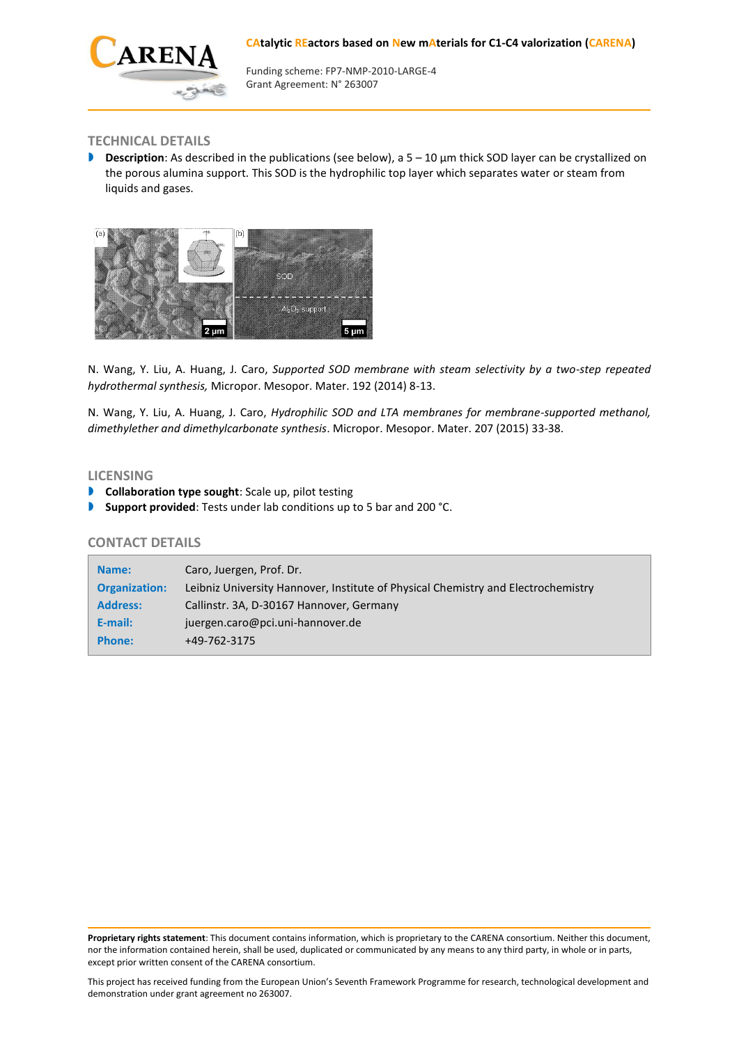## TECHNICAL DETAILS

- **Description**: As described in the publications (see below), a 5 – 10 µm thick SOD layer can be crystallized on the porous alumina support. This SOD is the hydrophilic top layer which separates water or steam from liquids and gases.

(a) 2 µm
(b) SOD
$Al_2O_3$ support
5 µm

N. Wang, Y. Liu, A. Huang, J. Caro, *Supported SOD membrane with steam selectivity by a two-step repeated hydrothermal synthesis,* Micropor. Mesopor. Mater. 192 (2014) 8-13.

N. Wang, Y. Liu, A. Huang, J. Caro, *Hydrophilic SOD and LTA membranes for membrane-supported methanol, dimethylether and dimethylcarbonate synthesis*. Micropor. Mesopor. Mater. 207 (2015) 33-38.

## LICENSING

- **Collaboration type sought**: Scale up, pilot testing
- **Support provided**: Tests under lab conditions up to 5 bar and 200 °C.

## CONTACT DETAILS

| | |
|---|---|
| **Name:** | Caro, Juergen, Prof. Dr. |
| **Organization:** | Leibniz University Hannover, Institute of Physical Chemistry and Electrochemistry |
| **Address:** | Callinstr. 3A, D-30167 Hannover, Germany |
| **E-mail:** | juergen.caro@pci.uni-hannover.de |
| **Phone:** | +49-762-3175 |

**Proprietary rights statement**: This document contains information, which is proprietary to the CARENA consortium. Neither this document, nor the information contained herein, shall be used, duplicated or communicated by any means to any third party, in whole or in parts, except prior written consent of the CARENA consortium.

This project has received funding from the European Union's Seventh Framework Programme for research, technological development and demonstration under grant agreement no 263007.